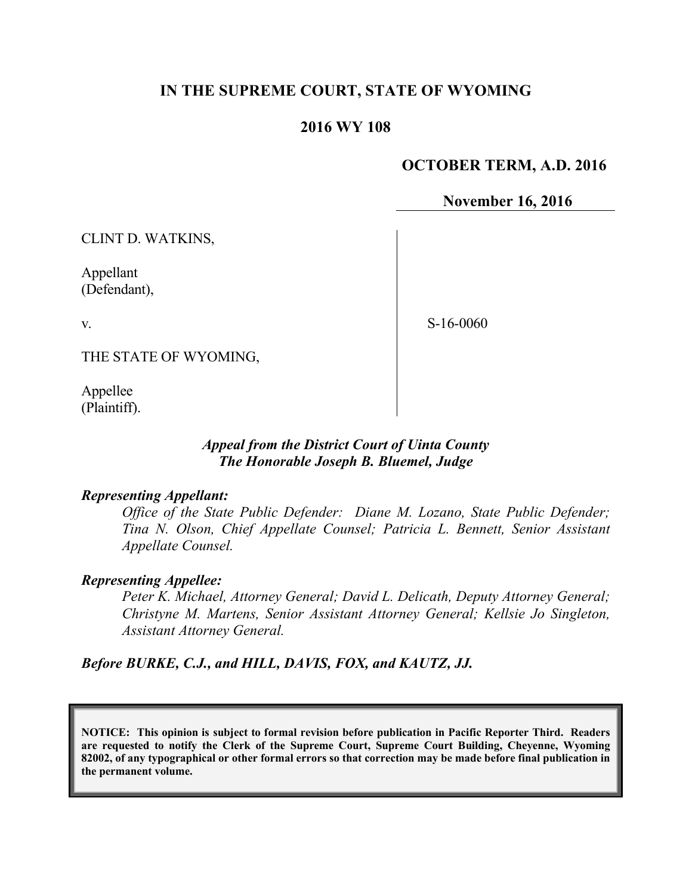**IN THE SUPREME COURT, STATE OF WYOMING**

**2016 WY 108**

**OCTOBER TERM, A.D. 2016**

**November 16, 2016**

CLINT D. WATKINS,

Appellant
(Defendant),

v.

THE STATE OF WYOMING,

Appellee
(Plaintiff).

S-16-0060

***Appeal from the District Court of Uinta County***
***The Honorable Joseph B. Bluemel, Judge***

***Representing Appellant:***

*Office of the State Public Defender: Diane M. Lozano, State Public Defender; Tina N. Olson, Chief Appellate Counsel; Patricia L. Bennett, Senior Assistant Appellate Counsel.*

***Representing Appellee:***

*Peter K. Michael, Attorney General; David L. Delicath, Deputy Attorney General; Christyne M. Martens, Senior Assistant Attorney General; Kellsie Jo Singleton, Assistant Attorney General.*

***Before BURKE, C.J., and HILL, DAVIS, FOX, and KAUTZ, JJ.***

**NOTICE: This opinion is subject to formal revision before publication in Pacific Reporter Third. Readers are requested to notify the Clerk of the Supreme Court, Supreme Court Building, Cheyenne, Wyoming 82002, of any typographical or other formal errors so that correction may be made before final publication in the permanent volume.**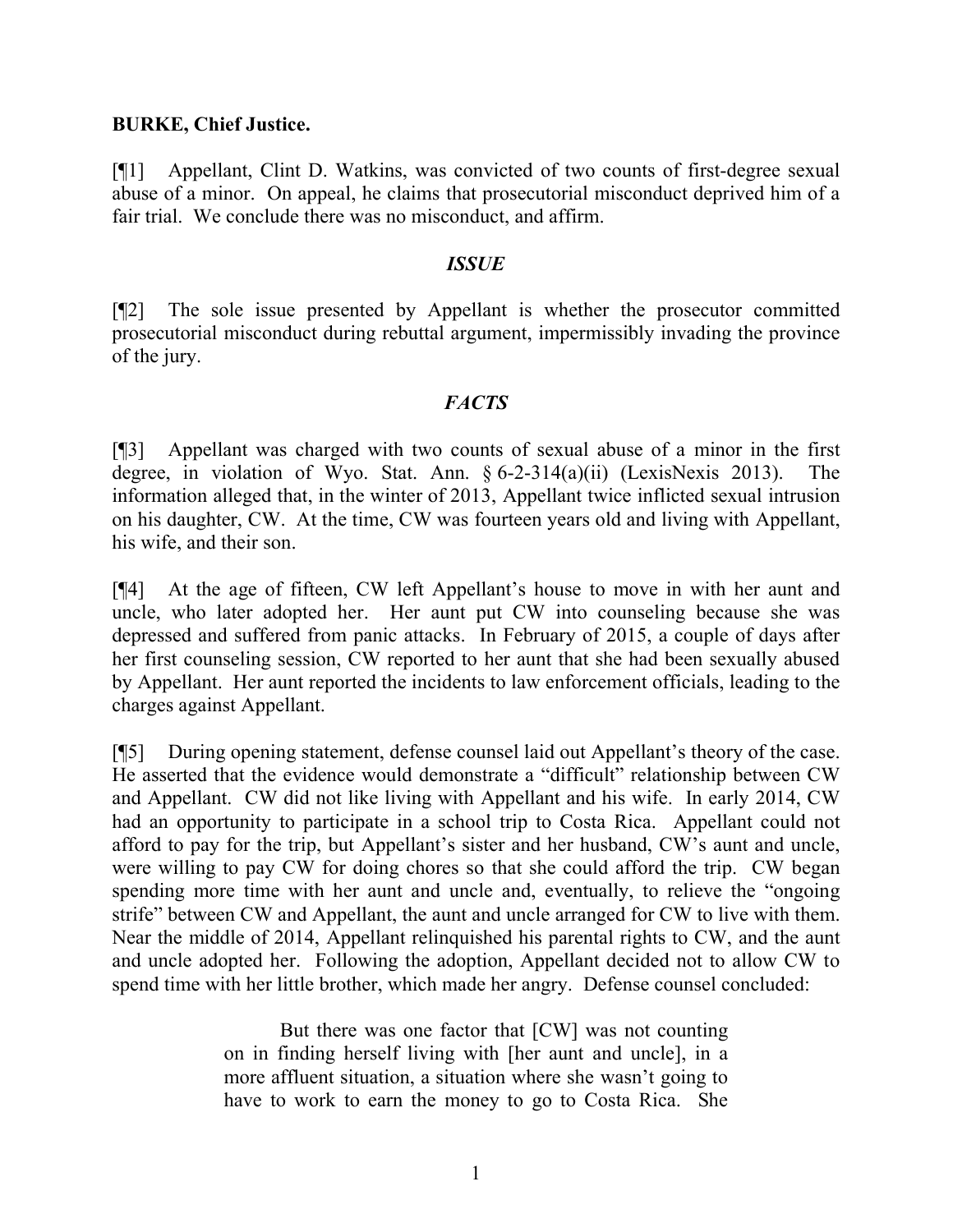**BURKE, Chief Justice.**

[¶1] Appellant, Clint D. Watkins, was convicted of two counts of first-degree sexual abuse of a minor. On appeal, he claims that prosecutorial misconduct deprived him of a fair trial. We conclude there was no misconduct, and affirm.

### *ISSUE*

[¶2] The sole issue presented by Appellant is whether the prosecutor committed prosecutorial misconduct during rebuttal argument, impermissibly invading the province of the jury.

### *FACTS*

[¶3] Appellant was charged with two counts of sexual abuse of a minor in the first degree, in violation of Wyo. Stat. Ann. § 6-2-314(a)(ii) (LexisNexis 2013). The information alleged that, in the winter of 2013, Appellant twice inflicted sexual intrusion on his daughter, CW. At the time, CW was fourteen years old and living with Appellant, his wife, and their son.

[¶4] At the age of fifteen, CW left Appellant's house to move in with her aunt and uncle, who later adopted her. Her aunt put CW into counseling because she was depressed and suffered from panic attacks. In February of 2015, a couple of days after her first counseling session, CW reported to her aunt that she had been sexually abused by Appellant. Her aunt reported the incidents to law enforcement officials, leading to the charges against Appellant.

[¶5] During opening statement, defense counsel laid out Appellant's theory of the case. He asserted that the evidence would demonstrate a "difficult" relationship between CW and Appellant. CW did not like living with Appellant and his wife. In early 2014, CW had an opportunity to participate in a school trip to Costa Rica. Appellant could not afford to pay for the trip, but Appellant's sister and her husband, CW's aunt and uncle, were willing to pay CW for doing chores so that she could afford the trip. CW began spending more time with her aunt and uncle and, eventually, to relieve the "ongoing strife" between CW and Appellant, the aunt and uncle arranged for CW to live with them. Near the middle of 2014, Appellant relinquished his parental rights to CW, and the aunt and uncle adopted her. Following the adoption, Appellant decided not to allow CW to spend time with her little brother, which made her angry. Defense counsel concluded:

> But there was one factor that [CW] was not counting on in finding herself living with [her aunt and uncle], in a more affluent situation, a situation where she wasn't going to have to work to earn the money to go to Costa Rica. She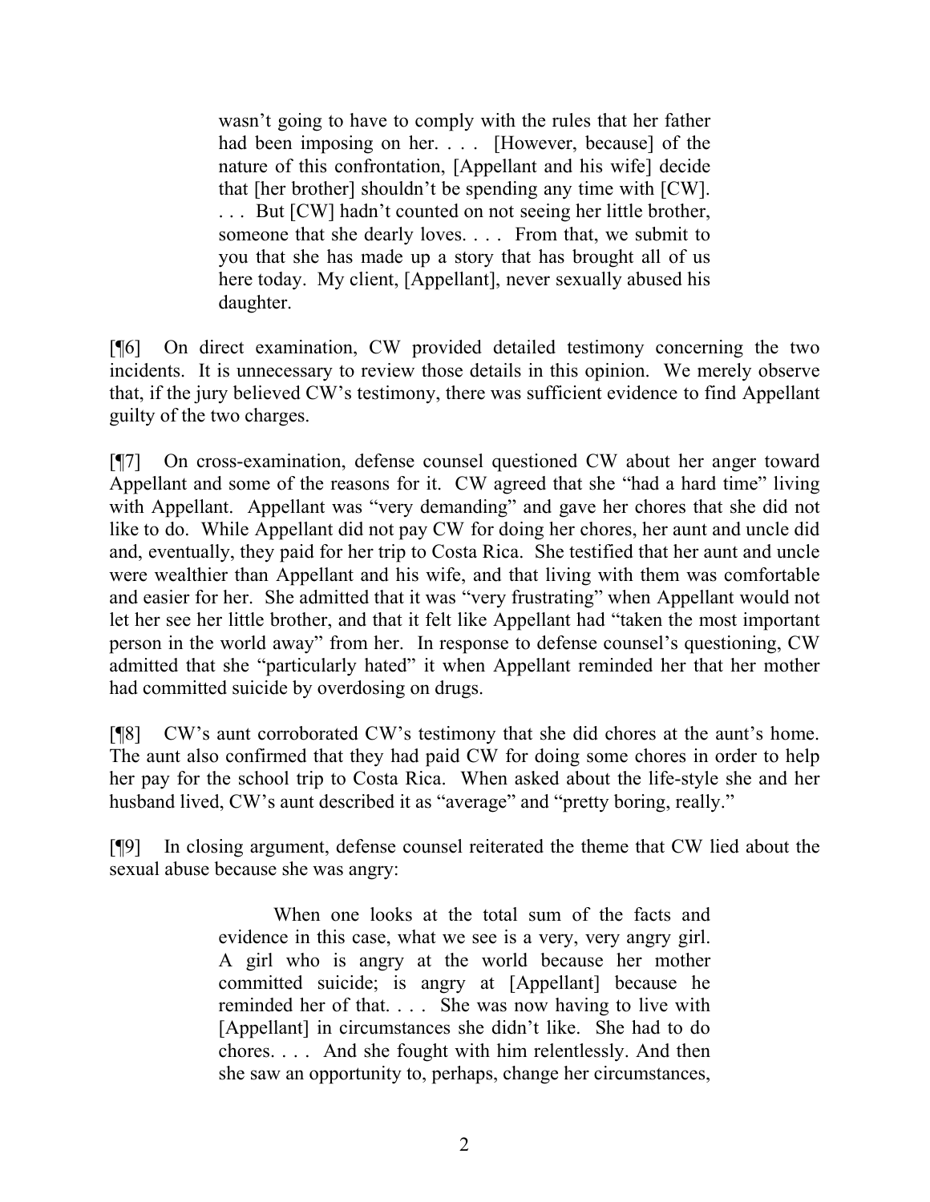> wasn't going to have to comply with the rules that her father had been imposing on her. . . . [However, because] of the nature of this confrontation, [Appellant and his wife] decide that [her brother] shouldn't be spending any time with [CW]. . . . But [CW] hadn't counted on not seeing her little brother, someone that she dearly loves. . . . From that, we submit to you that she has made up a story that has brought all of us here today. My client, [Appellant], never sexually abused his daughter.

[¶6] On direct examination, CW provided detailed testimony concerning the two incidents. It is unnecessary to review those details in this opinion. We merely observe that, if the jury believed CW's testimony, there was sufficient evidence to find Appellant guilty of the two charges.

[¶7] On cross-examination, defense counsel questioned CW about her anger toward Appellant and some of the reasons for it. CW agreed that she "had a hard time" living with Appellant. Appellant was "very demanding" and gave her chores that she did not like to do. While Appellant did not pay CW for doing her chores, her aunt and uncle did and, eventually, they paid for her trip to Costa Rica. She testified that her aunt and uncle were wealthier than Appellant and his wife, and that living with them was comfortable and easier for her. She admitted that it was "very frustrating" when Appellant would not let her see her little brother, and that it felt like Appellant had "taken the most important person in the world away" from her. In response to defense counsel's questioning, CW admitted that she "particularly hated" it when Appellant reminded her that her mother had committed suicide by overdosing on drugs.

[¶8] CW's aunt corroborated CW's testimony that she did chores at the aunt's home. The aunt also confirmed that they had paid CW for doing some chores in order to help her pay for the school trip to Costa Rica. When asked about the life-style she and her husband lived, CW's aunt described it as "average" and "pretty boring, really."

[¶9] In closing argument, defense counsel reiterated the theme that CW lied about the sexual abuse because she was angry:

> When one looks at the total sum of the facts and evidence in this case, what we see is a very, very angry girl. A girl who is angry at the world because her mother committed suicide; is angry at [Appellant] because he reminded her of that. . . . She was now having to live with [Appellant] in circumstances she didn't like. She had to do chores. . . . And she fought with him relentlessly. And then she saw an opportunity to, perhaps, change her circumstances,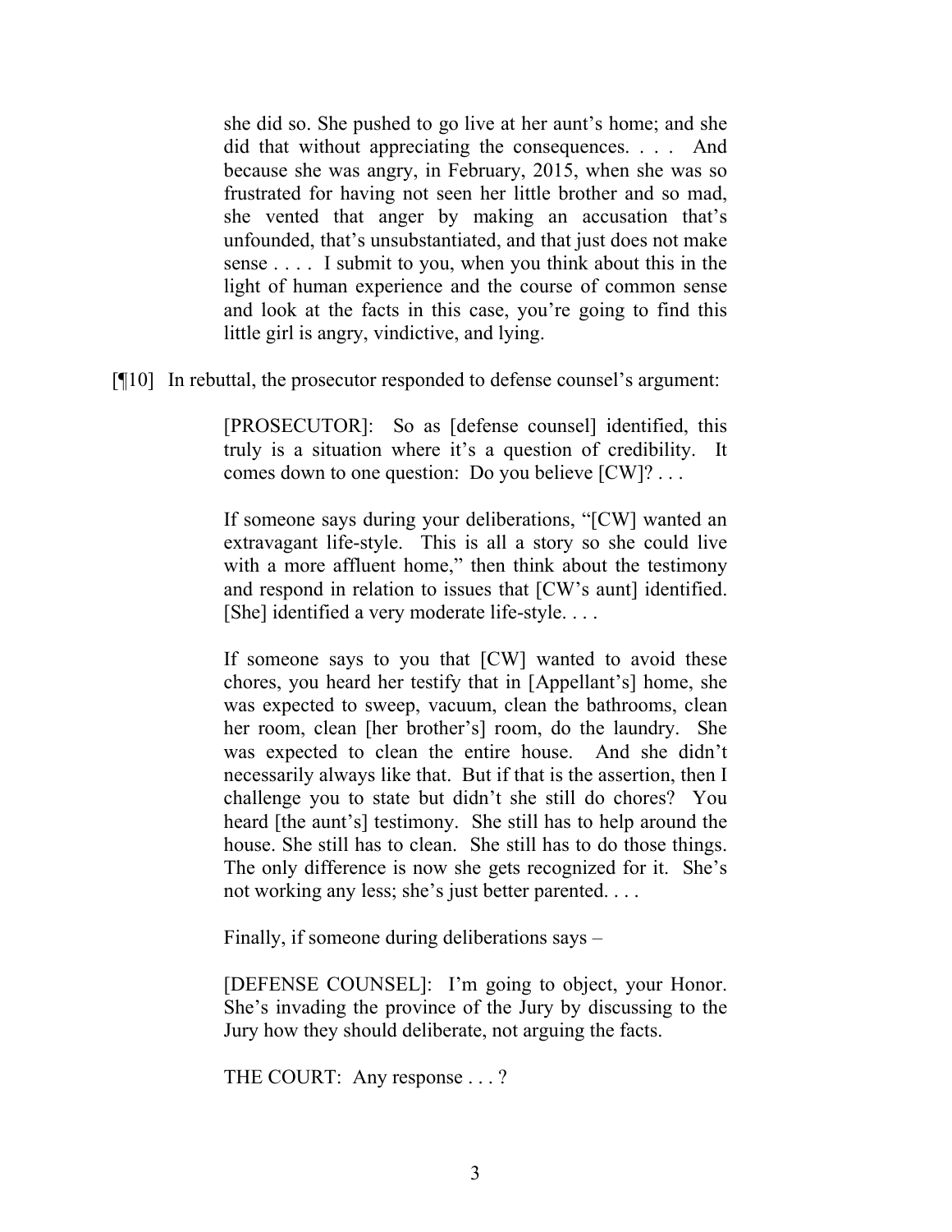she did so. She pushed to go live at her aunt's home; and she did that without appreciating the consequences. . . . And because she was angry, in February, 2015, when she was so frustrated for having not seen her little brother and so mad, she vented that anger by making an accusation that's unfounded, that's unsubstantiated, and that just does not make sense . . . . I submit to you, when you think about this in the light of human experience and the course of common sense and look at the facts in this case, you're going to find this little girl is angry, vindictive, and lying.

[¶10] In rebuttal, the prosecutor responded to defense counsel's argument:

> [PROSECUTOR]: So as [defense counsel] identified, this truly is a situation where it's a question of credibility. It comes down to one question: Do you believe [CW]? . . .
>
> If someone says during your deliberations, "[CW] wanted an extravagant life-style. This is all a story so she could live with a more affluent home," then think about the testimony and respond in relation to issues that [CW's aunt] identified. [She] identified a very moderate life-style. . . .
>
> If someone says to you that [CW] wanted to avoid these chores, you heard her testify that in [Appellant's] home, she was expected to sweep, vacuum, clean the bathrooms, clean her room, clean [her brother's] room, do the laundry. She was expected to clean the entire house. And she didn't necessarily always like that. But if that is the assertion, then I challenge you to state but didn't she still do chores? You heard [the aunt's] testimony. She still has to help around the house. She still has to clean. She still has to do those things. The only difference is now she gets recognized for it. She's not working any less; she's just better parented. . . .
>
> Finally, if someone during deliberations says –
>
> [DEFENSE COUNSEL]: I'm going to object, your Honor. She's invading the province of the Jury by discussing to the Jury how they should deliberate, not arguing the facts.
>
> THE COURT: Any response . . . ?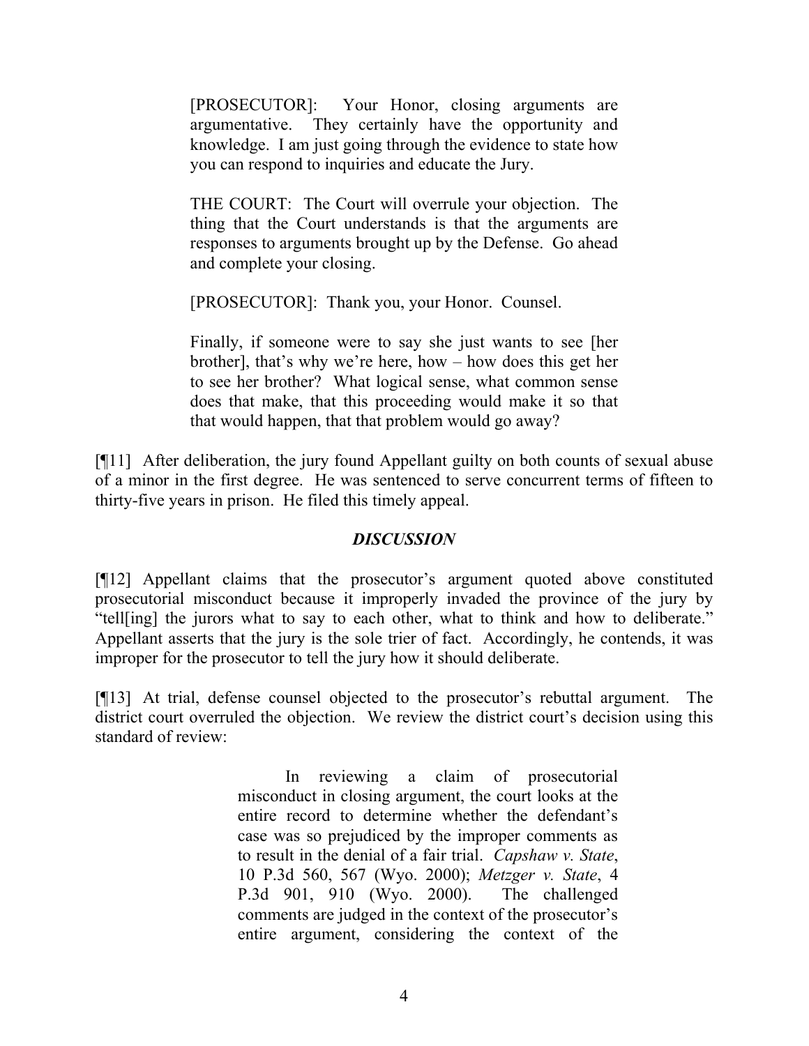> [PROSECUTOR]: Your Honor, closing arguments are argumentative. They certainly have the opportunity and knowledge. I am just going through the evidence to state how you can respond to inquiries and educate the Jury.
>
> THE COURT: The Court will overrule your objection. The thing that the Court understands is that the arguments are responses to arguments brought up by the Defense. Go ahead and complete your closing.
>
> [PROSECUTOR]: Thank you, your Honor. Counsel.
>
> Finally, if someone were to say she just wants to see [her brother], that's why we're here, how – how does this get her to see her brother? What logical sense, what common sense does that make, that this proceeding would make it so that that would happen, that that problem would go away?

[¶11] After deliberation, the jury found Appellant guilty on both counts of sexual abuse of a minor in the first degree. He was sentenced to serve concurrent terms of fifteen to thirty-five years in prison. He filed this timely appeal.

## *DISCUSSION*

[¶12] Appellant claims that the prosecutor's argument quoted above constituted prosecutorial misconduct because it improperly invaded the province of the jury by "tell[ing] the jurors what to say to each other, what to think and how to deliberate." Appellant asserts that the jury is the sole trier of fact. Accordingly, he contends, it was improper for the prosecutor to tell the jury how it should deliberate.

[¶13] At trial, defense counsel objected to the prosecutor's rebuttal argument. The district court overruled the objection. We review the district court's decision using this standard of review:

> In reviewing a claim of prosecutorial misconduct in closing argument, the court looks at the entire record to determine whether the defendant's case was so prejudiced by the improper comments as to result in the denial of a fair trial. *Capshaw v. State*, 10 P.3d 560, 567 (Wyo. 2000); *Metzger v. State*, 4 P.3d 901, 910 (Wyo. 2000). The challenged comments are judged in the context of the prosecutor's entire argument, considering the context of the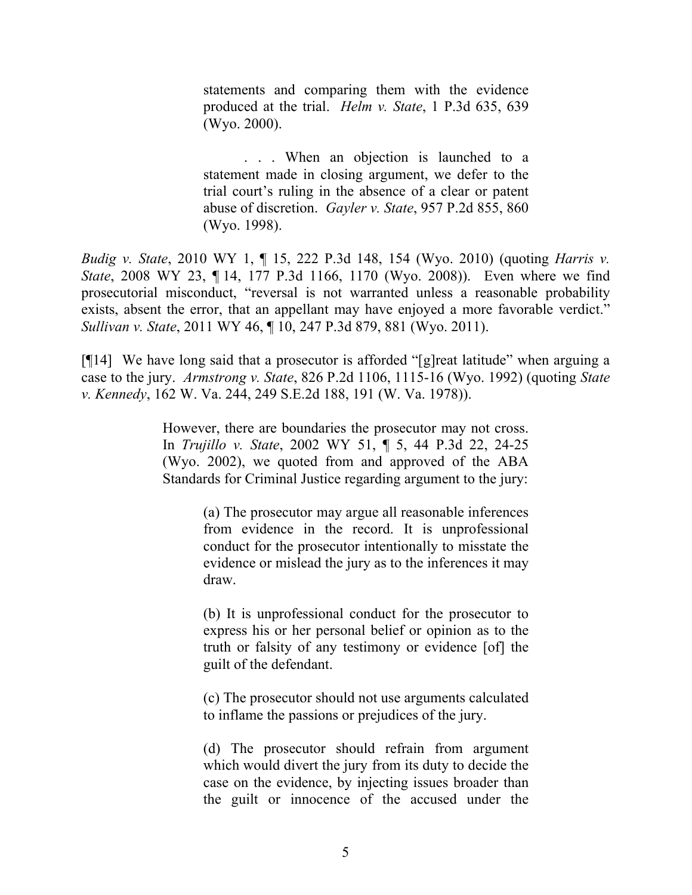> statements and comparing them with the evidence produced at the trial. *Helm v. State*, 1 P.3d 635, 639 (Wyo. 2000).
>
> . . . When an objection is launched to a statement made in closing argument, we defer to the trial court's ruling in the absence of a clear or patent abuse of discretion. *Gayler v. State*, 957 P.2d 855, 860 (Wyo. 1998).

*Budig v. State*, 2010 WY 1, ¶ 15, 222 P.3d 148, 154 (Wyo. 2010) (quoting *Harris v. State*, 2008 WY 23, ¶ 14, 177 P.3d 1166, 1170 (Wyo. 2008)). Even where we find prosecutorial misconduct, "reversal is not warranted unless a reasonable probability exists, absent the error, that an appellant may have enjoyed a more favorable verdict." *Sullivan v. State*, 2011 WY 46, ¶ 10, 247 P.3d 879, 881 (Wyo. 2011).

[¶14] We have long said that a prosecutor is afforded "[g]reat latitude" when arguing a case to the jury. *Armstrong v. State*, 826 P.2d 1106, 1115-16 (Wyo. 1992) (quoting *State v. Kennedy*, 162 W. Va. 244, 249 S.E.2d 188, 191 (W. Va. 1978)).

> However, there are boundaries the prosecutor may not cross. In *Trujillo v. State*, 2002 WY 51, ¶ 5, 44 P.3d 22, 24-25 (Wyo. 2002), we quoted from and approved of the ABA Standards for Criminal Justice regarding argument to the jury:
>
> > (a) The prosecutor may argue all reasonable inferences from evidence in the record. It is unprofessional conduct for the prosecutor intentionally to misstate the evidence or mislead the jury as to the inferences it may draw.
> >
> > (b) It is unprofessional conduct for the prosecutor to express his or her personal belief or opinion as to the truth or falsity of any testimony or evidence [of] the guilt of the defendant.
> >
> > (c) The prosecutor should not use arguments calculated to inflame the passions or prejudices of the jury.
> >
> > (d) The prosecutor should refrain from argument which would divert the jury from its duty to decide the case on the evidence, by injecting issues broader than the guilt or innocence of the accused under the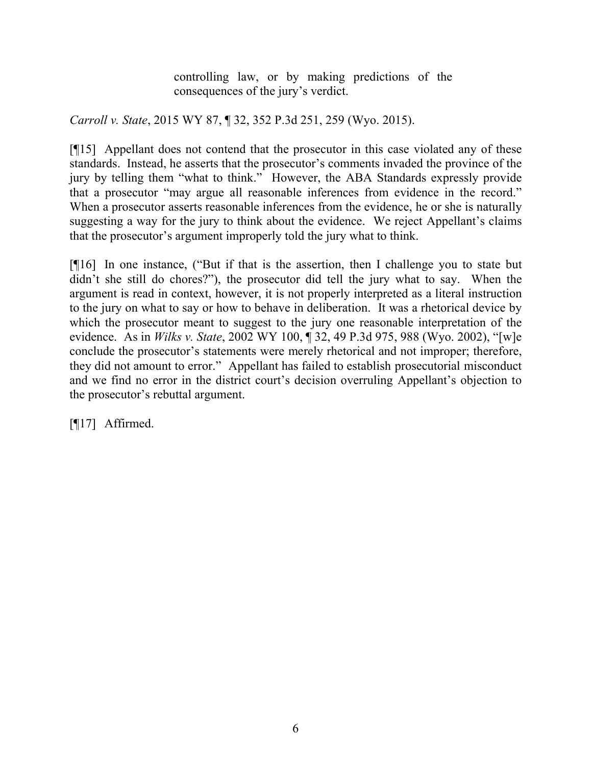> controlling law, or by making predictions of the consequences of the jury's verdict.

*Carroll v. State*, 2015 WY 87, ¶ 32, 352 P.3d 251, 259 (Wyo. 2015).

[¶15] Appellant does not contend that the prosecutor in this case violated any of these standards. Instead, he asserts that the prosecutor's comments invaded the province of the jury by telling them "what to think." However, the ABA Standards expressly provide that a prosecutor "may argue all reasonable inferences from evidence in the record." When a prosecutor asserts reasonable inferences from the evidence, he or she is naturally suggesting a way for the jury to think about the evidence. We reject Appellant's claims that the prosecutor's argument improperly told the jury what to think.

[¶16] In one instance, ("But if that is the assertion, then I challenge you to state but didn't she still do chores?"), the prosecutor did tell the jury what to say. When the argument is read in context, however, it is not properly interpreted as a literal instruction to the jury on what to say or how to behave in deliberation. It was a rhetorical device by which the prosecutor meant to suggest to the jury one reasonable interpretation of the evidence. As in *Wilks v. State*, 2002 WY 100, ¶ 32, 49 P.3d 975, 988 (Wyo. 2002), "[w]e conclude the prosecutor's statements were merely rhetorical and not improper; therefore, they did not amount to error." Appellant has failed to establish prosecutorial misconduct and we find no error in the district court's decision overruling Appellant's objection to the prosecutor's rebuttal argument.

[¶17] Affirmed.